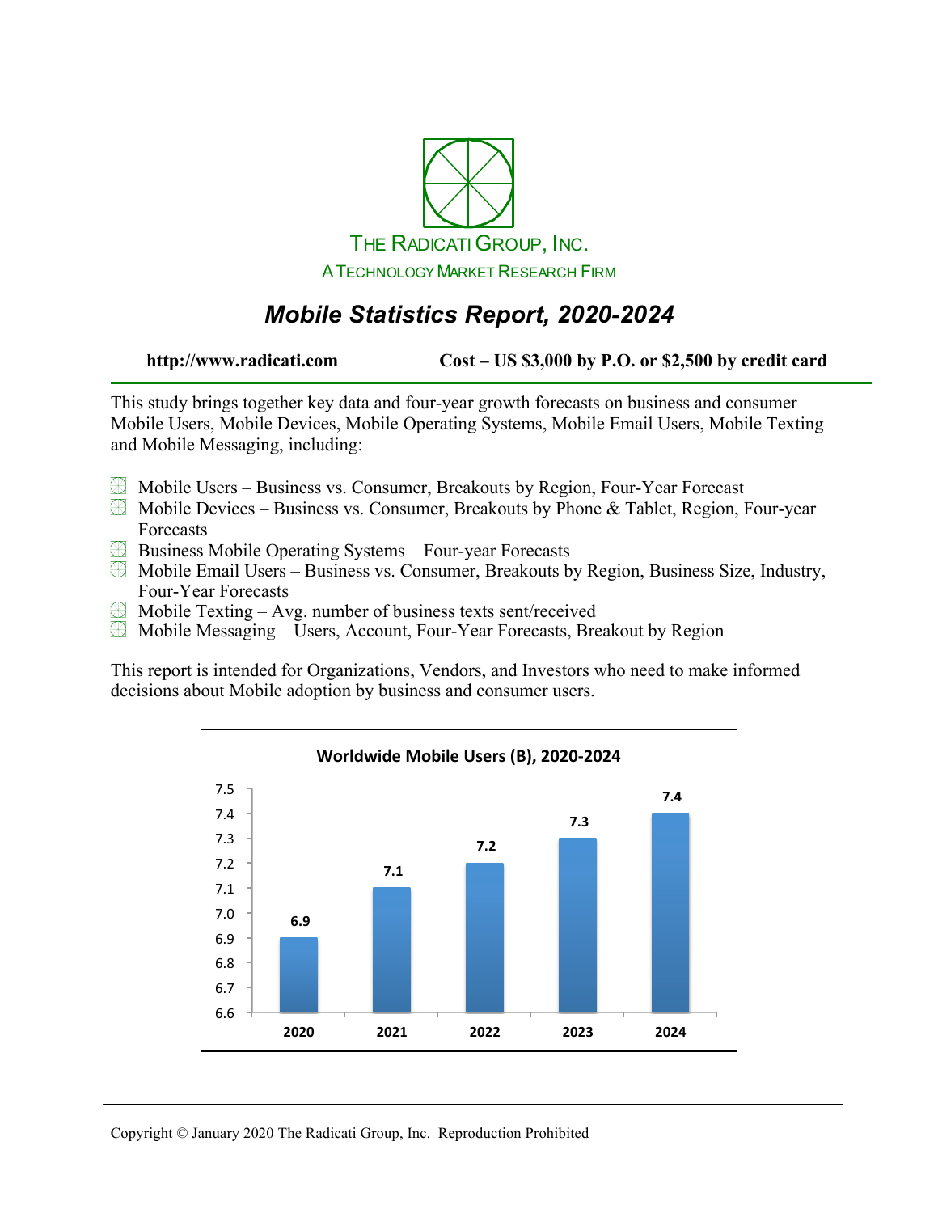THE RADICATI GROUP, INC.

A TECHNOLOGY MARKET RESEARCH FIRM

# *Mobile Statistics Report, 2020-2024*

**http://www.radicati.com** **Cost – US $3,000 by P.O. or $2,500 by credit card**

This study brings together key data and four-year growth forecasts on business and consumer Mobile Users, Mobile Devices, Mobile Operating Systems, Mobile Email Users, Mobile Texting and Mobile Messaging, including:

- Mobile Users – Business vs. Consumer, Breakouts by Region, Four-Year Forecast
- Mobile Devices – Business vs. Consumer, Breakouts by Phone & Tablet, Region, Four-year Forecasts
- Business Mobile Operating Systems – Four-year Forecasts
- Mobile Email Users – Business vs. Consumer, Breakouts by Region, Business Size, Industry, Four-Year Forecasts
- Mobile Texting – Avg. number of business texts sent/received
- Mobile Messaging – Users, Account, Four-Year Forecasts, Breakout by Region

This report is intended for Organizations, Vendors, and Investors who need to make informed decisions about Mobile adoption by business and consumer users.

**Worldwide Mobile Users (B), 2020-2024**

| Year | 2020 | 2021 | 2022 | 2023 | 2024 |
|---|---|---|---|---|---|
| Mobile Users (B) | 6.9 | 7.1 | 7.2 | 7.3 | 7.4 |

Copyright © January 2020 The Radicati Group, Inc. Reproduction Prohibited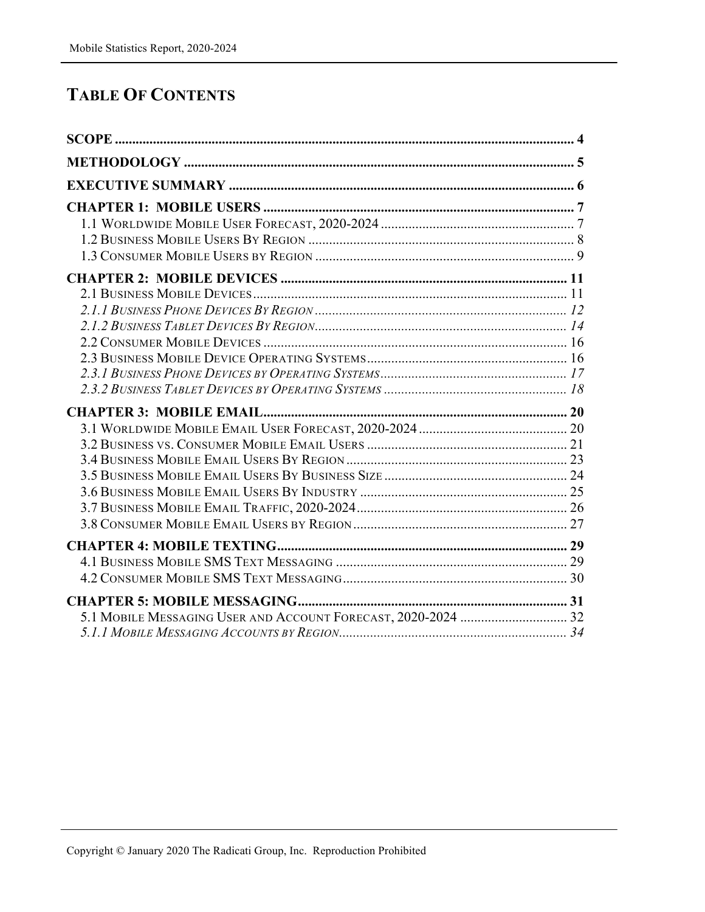# TABLE OF CONTENTS

**SCOPE** .................................................................................................................... **4**

**METHODOLOGY** ................................................................................................ **5**

**EXECUTIVE SUMMARY** .................................................................................... **6**

**CHAPTER 1: MOBILE USERS** .......................................................................... **7**

1.1 Worldwide Mobile User Forecast, 2020-2024 ........................................................ 7

1.2 Business Mobile Users By Region ............................................................................ 8

1.3 Consumer Mobile Users by Region .......................................................................... 9

**CHAPTER 2: MOBILE DEVICES** ................................................................... **11**

2.1 Business Mobile Devices ........................................................................................... 11

*2.1.1 Business Phone Devices By Region* ......................................................................... *12*

*2.1.2 Business Tablet Devices By Region* ......................................................................... *14*

2.2 Consumer Mobile Devices .......................................................................................... 16

2.3 Business Mobile Device Operating Systems ............................................................ 16

*2.3.1 Business Phone Devices by Operating Systems* ...................................................... *17*

*2.3.2 Business Tablet Devices by Operating Systems* ..................................................... *18*

**CHAPTER 3: MOBILE EMAIL** ......................................................................... **20**

3.1 Worldwide Mobile Email User Forecast, 2020-2024 ............................................ 20

3.2 Business vs. Consumer Mobile Email Users ........................................................... 21

3.4 Business Mobile Email Users By Region ................................................................ 23

3.5 Business Mobile Email Users By Business Size ..................................................... 24

3.6 Business Mobile Email Users By Industry ............................................................. 25

3.7 Business Mobile Email Traffic, 2020-2024 ............................................................. 26

3.8 Consumer Mobile Email Users by Region .............................................................. 27

**CHAPTER 4: MOBILE TEXTING** .................................................................... **29**

4.1 Business Mobile SMS Text Messaging .................................................................... 29

4.2 Consumer Mobile SMS Text Messaging .................................................................. 30

**CHAPTER 5: MOBILE MESSAGING** ............................................................... **31**

5.1 Mobile Messaging User and Account Forecast, 2020-2024 ................................. 32

*5.1.1 Mobile Messaging Accounts by Region* .................................................................. *34*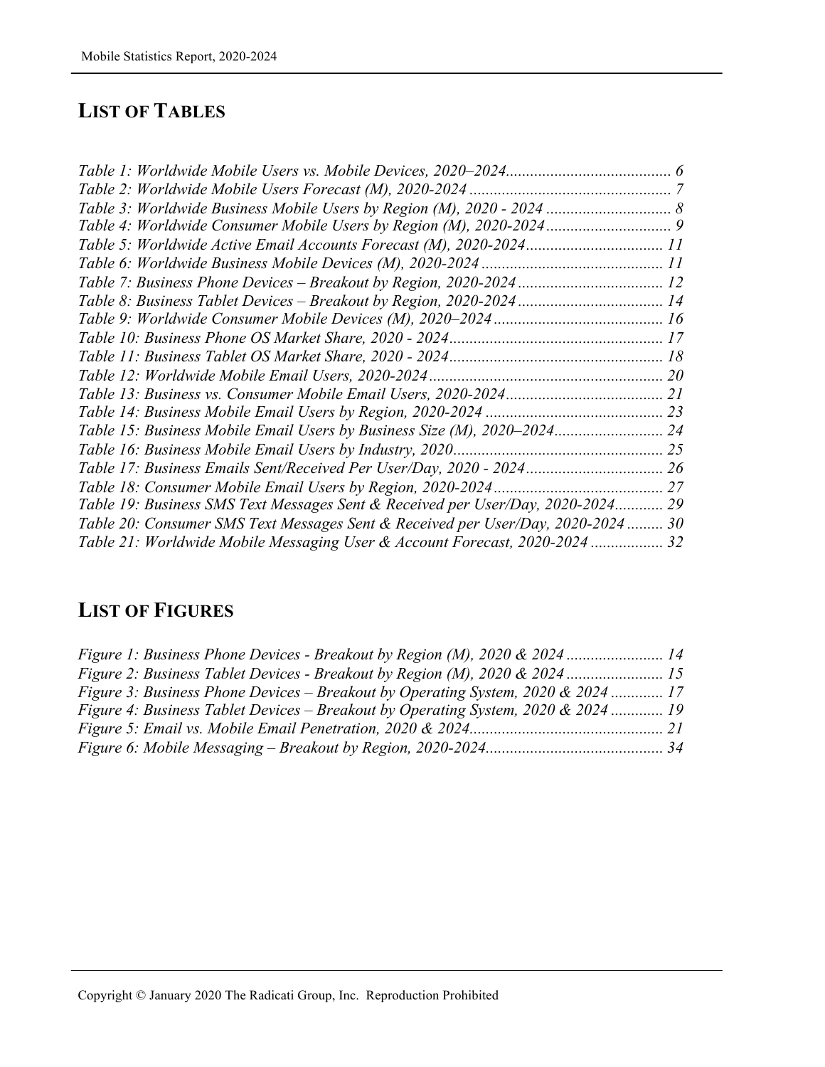# List of Tables

*Table 1: Worldwide Mobile Users vs. Mobile Devices, 2020–2024.......................................... 6*
*Table 2: Worldwide Mobile Users Forecast (M), 2020-2024 .................................................. 7*
*Table 3: Worldwide Business Mobile Users by Region (M), 2020 - 2024 ............................... 8*
*Table 4: Worldwide Consumer Mobile Users by Region (M), 2020-2024 ............................... 9*
*Table 5: Worldwide Active Email Accounts Forecast (M), 2020-2024.................................. 11*
*Table 6: Worldwide Business Mobile Devices (M), 2020-2024 ............................................. 11*
*Table 7: Business Phone Devices – Breakout by Region, 2020-2024 .................................... 12*
*Table 8: Business Tablet Devices – Breakout by Region, 2020-2024 .................................... 14*
*Table 9: Worldwide Consumer Mobile Devices (M), 2020–2024 .......................................... 16*
*Table 10: Business Phone OS Market Share, 2020 - 2024..................................................... 17*
*Table 11: Business Tablet OS Market Share, 2020 - 2024..................................................... 18*
*Table 12: Worldwide Mobile Email Users, 2020-2024 .......................................................... 20*
*Table 13: Business vs. Consumer Mobile Email Users, 2020-2024....................................... 21*
*Table 14: Business Mobile Email Users by Region, 2020-2024 ............................................ 23*
*Table 15: Business Mobile Email Users by Business Size (M), 2020–2024........................... 24*
*Table 16: Business Mobile Email Users by Industry, 2020.................................................... 25*
*Table 17: Business Emails Sent/Received Per User/Day, 2020 - 2024.................................. 26*
*Table 18: Consumer Mobile Email Users by Region, 2020-2024 .......................................... 27*
*Table 19: Business SMS Text Messages Sent & Received per User/Day, 2020-2024............ 29*
*Table 20: Consumer SMS Text Messages Sent & Received per User/Day, 2020-2024 ......... 30*
*Table 21: Worldwide Mobile Messaging User & Account Forecast, 2020-2024 .................. 32*

# List of Figures

*Figure 1: Business Phone Devices - Breakout by Region (M), 2020 & 2024 ........................ 14*
*Figure 2: Business Tablet Devices - Breakout by Region (M), 2020 & 2024 ........................ 15*
*Figure 3: Business Phone Devices – Breakout by Operating System, 2020 & 2024 ............. 17*
*Figure 4: Business Tablet Devices – Breakout by Operating System, 2020 & 2024 ............. 19*
*Figure 5: Email vs. Mobile Email Penetration, 2020 & 2024................................................ 21*
*Figure 6: Mobile Messaging – Breakout by Region, 2020-2024............................................ 34*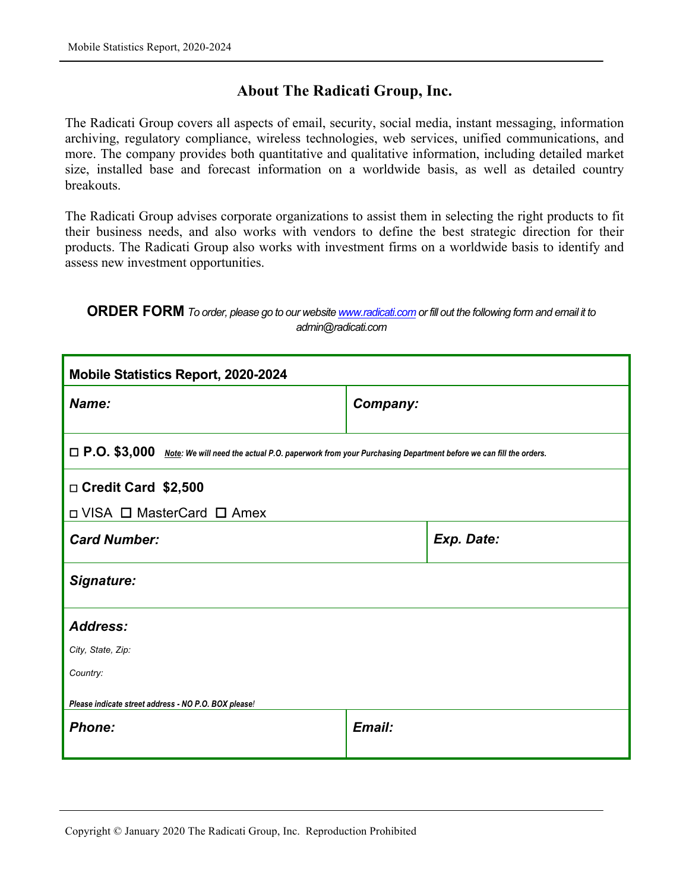## About The Radicati Group, Inc.

The Radicati Group covers all aspects of email, security, social media, instant messaging, information archiving, regulatory compliance, wireless technologies, web services, unified communications, and more. The company provides both quantitative and qualitative information, including detailed market size, installed base and forecast information on a worldwide basis, as well as detailed country breakouts.

The Radicati Group advises corporate organizations to assist them in selecting the right products to fit their business needs, and also works with vendors to define the best strategic direction for their products. The Radicati Group also works with investment firms on a worldwide basis to identify and assess new investment opportunities.

**ORDER FORM** *To order, please go to our website [www.radicati.com](http://www.radicati.com) or fill out the following form and email it to admin@radicati.com*

| | |
|---|---|
| **Mobile Statistics Report, 2020-2024** | |
| ***Name:*** | ***Company:*** |
| ☐ **P.O. $3,000** ***Note: We will need the actual P.O. paperwork from your Purchasing Department before we can fill the orders.*** | |
| ☐ **Credit Card $2,500**<br>☐ VISA ☐ MasterCard ☐ Amex | |
| ***Card Number:*** | ***Exp. Date:*** |
| ***Signature:*** | |
| ***Address:***<br>*City, State, Zip:*<br>*Country:*<br>***Please indicate street address - NO P.O. BOX please!*** | |
| ***Phone:*** | ***Email:*** |